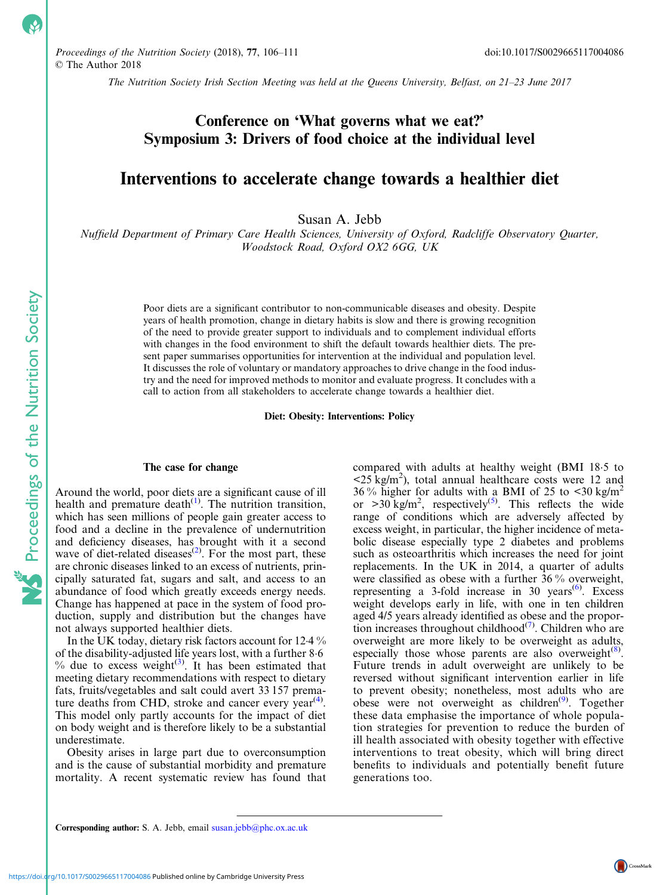The Nutrition Society Irish Section Meeting was held at the Queens University, Belfast, on 21–23 June 2017

# Conference on 'What governs what we eat?' Symposium 3: Drivers of food choice at the individual level

## Interventions to accelerate change towards a healthier diet

Susan A. Jebb

*Nuffield Department of Primary Care Health Sciences, University of Oxford, Radcliffe Observatory Quarter, Woodstock Road, Oxford OX2 6GG, UK*

Poor diets are a significant contributor to non-communicable diseases and obesity. Despite years of health promotion, change in dietary habits is slow and there is growing recognition of the need to provide greater support to individuals and to complement individual efforts with changes in the food environment to shift the default towards healthier diets. The present paper summarises opportunities for intervention at the individual and population level. It discusses the role of voluntary or mandatory approaches to drive change in the food industry and the need for improved methods to monitor and evaluate progress. It concludes with a call to action from all stakeholders to accelerate change towards a healthier diet.

**Diet: Obesity: Interventions: Policy**

### The case for change

Around the world, poor diets are a significant cause of ill health and premature death[1]. The nutrition transition, which has seen millions of people gain greater access to food and a decline in the prevalence of undernutrition and deficiency diseases, has brought with it a second wave of diet-related diseases[2]. For the most part, these are chronic diseases linked to an excess of nutrients, principally saturated fat, sugars and salt, and access to an abundance of food which greatly exceeds energy needs. Change has happened at pace in the system of food production, supply and distribution but the changes have not always supported healthier diets.

In the UK today, dietary risk factors account for 12·4 % of the disability-adjusted life years lost, with a further 8·6 % due to excess weight[3]. It has been estimated that meeting dietary recommendations with respect to dietary fats, fruits/vegetables and salt could avert 33 157 premature deaths from CHD, stroke and cancer every year[4]. This model only partly accounts for the impact of diet on body weight and is therefore likely to be a substantial underestimate.

Obesity arises in large part due to overconsumption and is the cause of substantial morbidity and premature mortality. A recent systematic review has found that compared with adults at healthy weight (BMI 18·5 to $<25$ kg/m$^2$), total annual healthcare costs were 12 and 36 % higher for adults with a BMI of 25 to $<30$ kg/m$^2$ or $>30$ kg/m$^2$, respectively[5]. This reflects the wide range of conditions which are adversely affected by excess weight, in particular, the higher incidence of metabolic disease especially type 2 diabetes and problems such as osteoarthritis which increases the need for joint replacements. In the UK in 2014, a quarter of adults were classified as obese with a further 36 % overweight, representing a 3-fold increase in 30 years[6]. Excess weight develops early in life, with one in ten children aged 4/5 years already identified as obese and the proportion increases throughout childhood[7]. Children who are overweight are more likely to be overweight as adults, especially those whose parents are also overweight[8]. Future trends in adult overweight are unlikely to be reversed without significant intervention earlier in life to prevent obesity; nonetheless, most adults who are obese were not overweight as children[9]. Together these data emphasise the importance of whole population strategies for prevention to reduce the burden of ill health associated with obesity together with effective interventions to treat obesity, which will bring direct benefits to individuals and potentially benefit future generations too.

**Corresponding author:** S. A. Jebb, email susan.jebb@phc.ox.ac.uk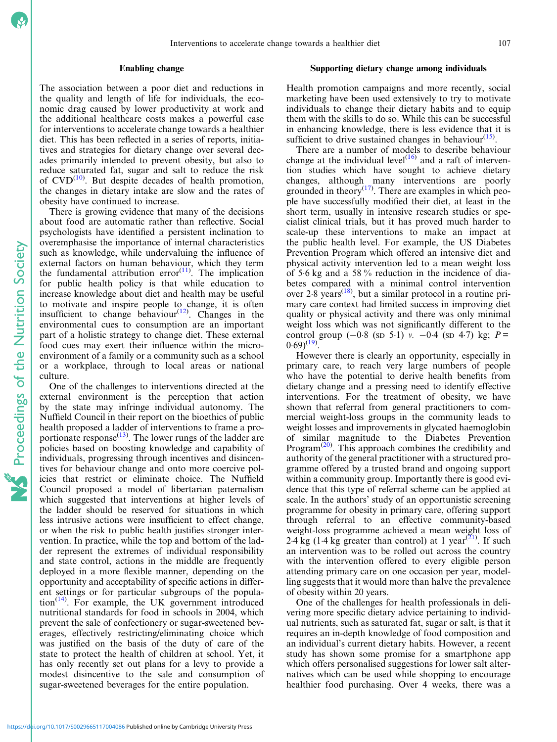## Enabling change

The association between a poor diet and reductions in the quality and length of life for individuals, the economic drag caused by lower productivity at work and the additional healthcare costs makes a powerful case for interventions to accelerate change towards a healthier diet. This has been reflected in a series of reports, initiatives and strategies for dietary change over several decades primarily intended to prevent obesity, but also to reduce saturated fat, sugar and salt to reduce the risk of CVD[10]. But despite decades of health promotion, the changes in dietary intake are slow and the rates of obesity have continued to increase.

There is growing evidence that many of the decisions about food are automatic rather than reflective. Social psychologists have identified a persistent inclination to overemphasise the importance of internal characteristics such as knowledge, while undervaluing the influence of external factors on human behaviour, which they term the fundamental attribution error[11]. The implication for public health policy is that while education to increase knowledge about diet and health may be useful to motivate and inspire people to change, it is often insufficient to change behaviour[12]. Changes in the environmental cues to consumption are an important part of a holistic strategy to change diet. These external food cues may exert their influence within the micro-environment of a family or a community such as a school or a workplace, through to local areas or national culture.

One of the challenges to interventions directed at the external environment is the perception that action by the state may infringe individual autonomy. The Nuffield Council in their report on the bioethics of public health proposed a ladder of interventions to frame a proportionate response[13]. The lower rungs of the ladder are policies based on boosting knowledge and capability of individuals, progressing through incentives and disincentives for behaviour change and onto more coercive policies that restrict or eliminate choice. The Nuffield Council proposed a model of libertarian paternalism which suggested that interventions at higher levels of the ladder should be reserved for situations in which less intrusive actions were insufficient to effect change, or when the risk to public health justifies stronger intervention. In practice, while the top and bottom of the ladder represent the extremes of individual responsibility and state control, actions in the middle are frequently deployed in a more flexible manner, depending on the opportunity and acceptability of specific actions in different settings or for particular subgroups of the population[14]. For example, the UK government introduced nutritional standards for food in schools in 2004, which prevent the sale of confectionery or sugar-sweetened beverages, effectively restricting/eliminating choice which was justified on the basis of the duty of care of the state to protect the health of children at school. Yet, it has only recently set out plans for a levy to provide a modest disincentive to the sale and consumption of sugar-sweetened beverages for the entire population.

## Supporting dietary change among individuals

Health promotion campaigns and more recently, social marketing have been used extensively to try to motivate individuals to change their dietary habits and to equip them with the skills to do so. While this can be successful in enhancing knowledge, there is less evidence that it is sufficient to drive sustained changes in behaviour[15].

There are a number of models to describe behaviour change at the individual level[16] and a raft of intervention studies which have sought to achieve dietary changes, although many interventions are poorly grounded in theory[17]. There are examples in which people have successfully modified their diet, at least in the short term, usually in intensive research studies or specialist clinical trials, but it has proved much harder to scale-up these interventions to make an impact at the public health level. For example, the US Diabetes Prevention Program which offered an intensive diet and physical activity intervention led to a mean weight loss of 5·6 kg and a 58 % reduction in the incidence of diabetes compared with a minimal control intervention over 2·8 years[18], but a similar protocol in a routine primary care context had limited success in improving diet quality or physical activity and there was only minimal weight loss which was not significantly different to the control group (−0·8 (SD 5·1) *v.* −0·4 (SD 4·7) kg; $P = 0·69$)[19].

However there is clearly an opportunity, especially in primary care, to reach very large numbers of people who have the potential to derive health benefits from dietary change and a pressing need to identify effective interventions. For the treatment of obesity, we have shown that referral from general practitioners to commercial weight-loss groups in the community leads to weight losses and improvements in glycated haemoglobin of similar magnitude to the Diabetes Prevention Program[20]. This approach combines the credibility and authority of the general practitioner with a structured programme offered by a trusted brand and ongoing support within a community group. Importantly there is good evidence that this type of referral scheme can be applied at scale. In the authors' study of an opportunistic screening programme for obesity in primary care, offering support through referral to an effective community-based weight-loss programme achieved a mean weight loss of 2·4 kg (1·4 kg greater than control) at 1 year[21]. If such an intervention was to be rolled out across the country with the intervention offered to every eligible person attending primary care on one occasion per year, modelling suggests that it would more than halve the prevalence of obesity within 20 years.

One of the challenges for health professionals in delivering more specific dietary advice pertaining to individual nutrients, such as saturated fat, sugar or salt, is that it requires an in-depth knowledge of food composition and an individual's current dietary habits. However, a recent study has shown some promise for a smartphone app which offers personalised suggestions for lower salt alternatives which can be used while shopping to encourage healthier food purchasing. Over 4 weeks, there was a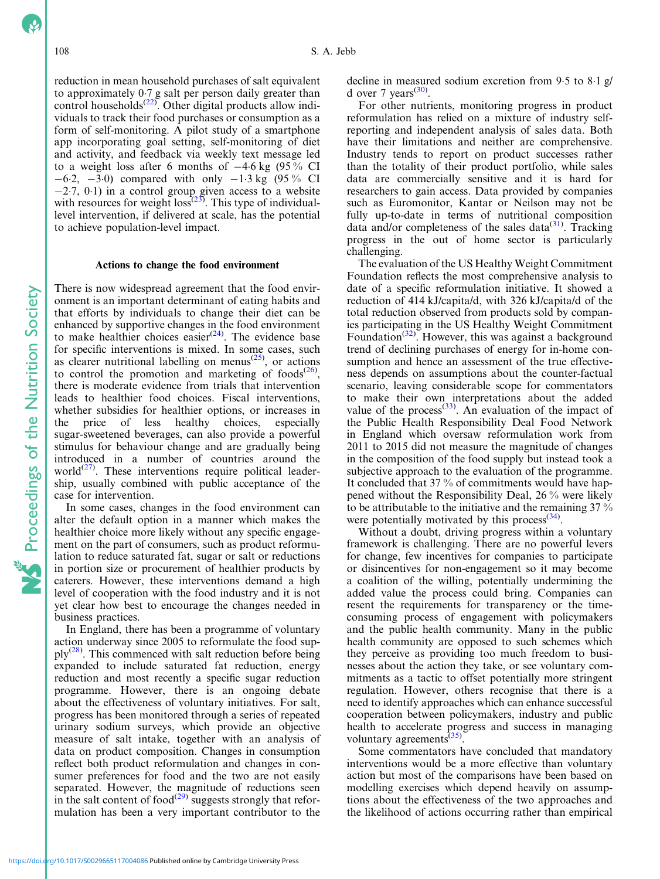reduction in mean household purchases of salt equivalent to approximately 0·7 g salt per person daily greater than control households[22]. Other digital products allow individuals to track their food purchases or consumption as a form of self-monitoring. A pilot study of a smartphone app incorporating goal setting, self-monitoring of diet and activity, and feedback via weekly text message led to a weight loss after 6 months of −4·6 kg (95 % CI −6·2, −3·0) compared with only −1·3 kg (95 % CI −2·7, 0·1) in a control group given access to a website with resources for weight loss[23]. This type of individual-level intervention, if delivered at scale, has the potential to achieve population-level impact.

### Actions to change the food environment

There is now widespread agreement that the food environment is an important determinant of eating habits and that efforts by individuals to change their diet can be enhanced by supportive changes in the food environment to make healthier choices easier[24]. The evidence base for specific interventions is mixed. In some cases, such as clearer nutritional labelling on menus[25], or actions to control the promotion and marketing of foods[26], there is moderate evidence from trials that intervention leads to healthier food choices. Fiscal interventions, whether subsidies for healthier options, or increases in the price of less healthy choices, especially sugar-sweetened beverages, can also provide a powerful stimulus for behaviour change and are gradually being introduced in a number of countries around the world[27]. These interventions require political leadership, usually combined with public acceptance of the case for intervention.

In some cases, changes in the food environment can alter the default option in a manner which makes the healthier choice more likely without any specific engagement on the part of consumers, such as product reformulation to reduce saturated fat, sugar or salt or reductions in portion size or procurement of healthier products by caterers. However, these interventions demand a high level of cooperation with the food industry and it is not yet clear how best to encourage the changes needed in business practices.

In England, there has been a programme of voluntary action underway since 2005 to reformulate the food supply[28]. This commenced with salt reduction before being expanded to include saturated fat reduction, energy reduction and most recently a specific sugar reduction programme. However, there is an ongoing debate about the effectiveness of voluntary initiatives. For salt, progress has been monitored through a series of repeated urinary sodium surveys, which provide an objective measure of salt intake, together with an analysis of data on product composition. Changes in consumption reflect both product reformulation and changes in consumer preferences for food and the two are not easily separated. However, the magnitude of reductions seen in the salt content of food[29] suggests strongly that reformulation has been a very important contributor to the decline in measured sodium excretion from 9·5 to 8·1 g/d over 7 years[30].

For other nutrients, monitoring progress in product reformulation has relied on a mixture of industry self-reporting and independent analysis of sales data. Both have their limitations and neither are comprehensive. Industry tends to report on product successes rather than the totality of their product portfolio, while sales data are commercially sensitive and it is hard for researchers to gain access. Data provided by companies such as Euromonitor, Kantar or Neilson may not be fully up-to-date in terms of nutritional composition data and/or completeness of the sales data[31]. Tracking progress in the out of home sector is particularly challenging.

The evaluation of the US Healthy Weight Commitment Foundation reflects the most comprehensive analysis to date of a specific reformulation initiative. It showed a reduction of 414 kJ/capita/d, with 326 kJ/capita/d of the total reduction observed from products sold by companies participating in the US Healthy Weight Commitment Foundation[32]. However, this was against a background trend of declining purchases of energy for in-home consumption and hence an assessment of the true effectiveness depends on assumptions about the counter-factual scenario, leaving considerable scope for commentators to make their own interpretations about the added value of the process[33]. An evaluation of the impact of the Public Health Responsibility Deal Food Network in England which oversaw reformulation work from 2011 to 2015 did not measure the magnitude of changes in the composition of the food supply but instead took a subjective approach to the evaluation of the programme. It concluded that 37 % of commitments would have happened without the Responsibility Deal, 26 % were likely to be attributable to the initiative and the remaining 37 % were potentially motivated by this process[34].

Without a doubt, driving progress within a voluntary framework is challenging. There are no powerful levers for change, few incentives for companies to participate or disincentives for non-engagement so it may become a coalition of the willing, potentially undermining the added value the process could bring. Companies can resent the requirements for transparency or the time-consuming process of engagement with policymakers and the public health community. Many in the public health community are opposed to such schemes which they perceive as providing too much freedom to businesses about the action they take, or see voluntary commitments as a tactic to offset potentially more stringent regulation. However, others recognise that there is a need to identify approaches which can enhance successful cooperation between policymakers, industry and public health to accelerate progress and success in managing voluntary agreements[35].

Some commentators have concluded that mandatory interventions would be a more effective than voluntary action but most of the comparisons have been based on modelling exercises which depend heavily on assumptions about the effectiveness of the two approaches and the likelihood of actions occurring rather than empirical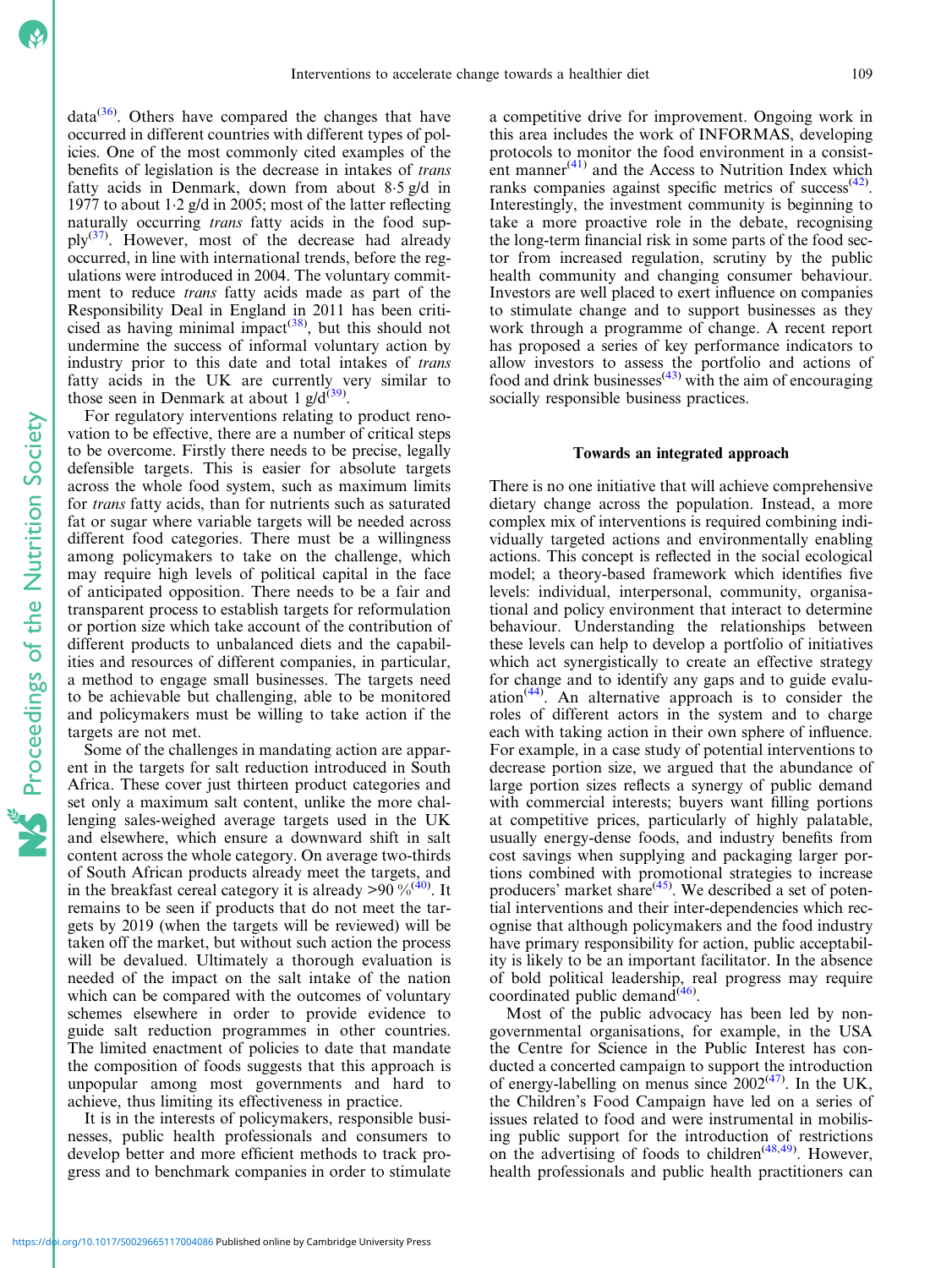data[36]. Others have compared the changes that have occurred in different countries with different types of policies. One of the most commonly cited examples of the benefits of legislation is the decrease in intakes of *trans* fatty acids in Denmark, down from about 8·5 g/d in 1977 to about 1·2 g/d in 2005; most of the latter reflecting naturally occurring *trans* fatty acids in the food supply[37]. However, most of the decrease had already occurred, in line with international trends, before the regulations were introduced in 2004. The voluntary commitment to reduce *trans* fatty acids made as part of the Responsibility Deal in England in 2011 has been criticised as having minimal impact[38], but this should not undermine the success of informal voluntary action by industry prior to this date and total intakes of *trans* fatty acids in the UK are currently very similar to those seen in Denmark at about 1 g/d[39].

For regulatory interventions relating to product renovation to be effective, there are a number of critical steps to be overcome. Firstly there needs to be precise, legally defensible targets. This is easier for absolute targets across the whole food system, such as maximum limits for *trans* fatty acids, than for nutrients such as saturated fat or sugar where variable targets will be needed across different food categories. There must be a willingness among policymakers to take on the challenge, which may require high levels of political capital in the face of anticipated opposition. There needs to be a fair and transparent process to establish targets for reformulation or portion size which take account of the contribution of different products to unbalanced diets and the capabilities and resources of different companies, in particular, a method to engage small businesses. The targets need to be achievable but challenging, able to be monitored and policymakers must be willing to take action if the targets are not met.

Some of the challenges in mandating action are apparent in the targets for salt reduction introduced in South Africa. These cover just thirteen product categories and set only a maximum salt content, unlike the more challenging sales-weighed average targets used in the UK and elsewhere, which ensure a downward shift in salt content across the whole category. On average two-thirds of South African products already meet the targets, and in the breakfast cereal category it is already >90 %[40]. It remains to be seen if products that do not meet the targets by 2019 (when the targets will be reviewed) will be taken off the market, but without such action the process will be devalued. Ultimately a thorough evaluation is needed of the impact on the salt intake of the nation which can be compared with the outcomes of voluntary schemes elsewhere in order to provide evidence to guide salt reduction programmes in other countries. The limited enactment of policies to date that mandate the composition of foods suggests that this approach is unpopular among most governments and hard to achieve, thus limiting its effectiveness in practice.

It is in the interests of policymakers, responsible businesses, public health professionals and consumers to develop better and more efficient methods to track progress and to benchmark companies in order to stimulate a competitive drive for improvement. Ongoing work in this area includes the work of INFORMAS, developing protocols to monitor the food environment in a consistent manner[41] and the Access to Nutrition Index which ranks companies against specific metrics of success[42]. Interestingly, the investment community is beginning to take a more proactive role in the debate, recognising the long-term financial risk in some parts of the food sector from increased regulation, scrutiny by the public health community and changing consumer behaviour. Investors are well placed to exert influence on companies to stimulate change and to support businesses as they work through a programme of change. A recent report has proposed a series of key performance indicators to allow investors to assess the portfolio and actions of food and drink businesses[43] with the aim of encouraging socially responsible business practices.

## Towards an integrated approach

There is no one initiative that will achieve comprehensive dietary change across the population. Instead, a more complex mix of interventions is required combining individually targeted actions and environmentally enabling actions. This concept is reflected in the social ecological model; a theory-based framework which identifies five levels: individual, interpersonal, community, organisational and policy environment that interact to determine behaviour. Understanding the relationships between these levels can help to develop a portfolio of initiatives which act synergistically to create an effective strategy for change and to identify any gaps and to guide evaluation[44]. An alternative approach is to consider the roles of different actors in the system and to charge each with taking action in their own sphere of influence. For example, in a case study of potential interventions to decrease portion size, we argued that the abundance of large portion sizes reflects a synergy of public demand with commercial interests; buyers want filling portions at competitive prices, particularly of highly palatable, usually energy-dense foods, and industry benefits from cost savings when supplying and packaging larger portions combined with promotional strategies to increase producers' market share[45]. We described a set of potential interventions and their inter-dependencies which recognise that although policymakers and the food industry have primary responsibility for action, public acceptability is likely to be an important facilitator. In the absence of bold political leadership, real progress may require coordinated public demand[46].

Most of the public advocacy has been led by non-governmental organisations, for example, in the USA the Centre for Science in the Public Interest has conducted a concerted campaign to support the introduction of energy-labelling on menus since 2002[47]. In the UK, the Children's Food Campaign have led on a series of issues related to food and were instrumental in mobilising public support for the introduction of restrictions on the advertising of foods to children[48,49]. However, health professionals and public health practitioners can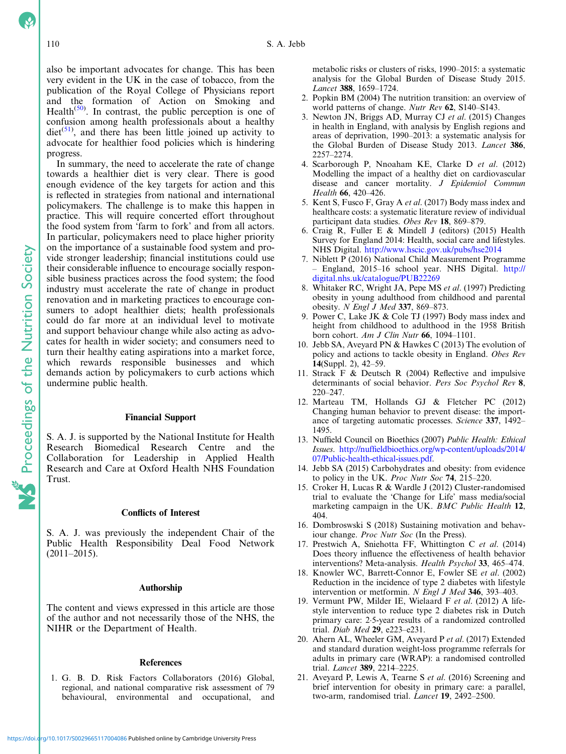also be important advocates for change. This has been very evident in the UK in the case of tobacco, from the publication of the Royal College of Physicians report and the formation of Action on Smoking and Health[50]. In contrast, the public perception is one of confusion among health professionals about a healthy diet[51], and there has been little joined up activity to advocate for healthier food policies which is hindering progress.

In summary, the need to accelerate the rate of change towards a healthier diet is very clear. There is good enough evidence of the key targets for action and this is reflected in strategies from national and international policymakers. The challenge is to make this happen in practice. This will require concerted effort throughout the food system from 'farm to fork' and from all actors. In particular, policymakers need to place higher priority on the importance of a sustainable food system and provide stronger leadership; financial institutions could use their considerable influence to encourage socially responsible business practices across the food system; the food industry must accelerate the rate of change in product renovation and in marketing practices to encourage consumers to adopt healthier diets; health professionals could do far more at an individual level to motivate and support behaviour change while also acting as advocates for health in wider society; and consumers need to turn their healthy eating aspirations into a market force, which rewards responsible businesses and which demands action by policymakers to curb actions which undermine public health.

### Financial Support

S. A. J. is supported by the National Institute for Health Research Biomedical Research Centre and the Collaboration for Leadership in Applied Health Research and Care at Oxford Health NHS Foundation Trust.

### Conflicts of Interest

S. A. J. was previously the independent Chair of the Public Health Responsibility Deal Food Network (2011–2015).

### Authorship

The content and views expressed in this article are those of the author and not necessarily those of the NHS, the NIHR or the Department of Health.

### References

1. G. B. D. Risk Factors Collaborators (2016) Global, regional, and national comparative risk assessment of 79 behavioural, environmental and occupational, and metabolic risks or clusters of risks, 1990–2015: a systematic analysis for the Global Burden of Disease Study 2015. *Lancet* **388**, 1659–1724.
2. Popkin BM (2004) The nutrition transition: an overview of world patterns of change. *Nutr Rev* **62**, S140–S143.
3. Newton JN, Briggs AD, Murray CJ *et al.* (2015) Changes in health in England, with analysis by English regions and areas of deprivation, 1990–2013: a systematic analysis for the Global Burden of Disease Study 2013. *Lancet* **386**, 2257–2274.
4. Scarborough P, Nnoaham KE, Clarke D *et al.* (2012) Modelling the impact of a healthy diet on cardiovascular disease and cancer mortality. *J Epidemiol Commun Health* **66**, 420–426.
5. Kent S, Fusco F, Gray A *et al.* (2017) Body mass index and healthcare costs: a systematic literature review of individual participant data studies. *Obes Rev* **18**, 869–879.
6. Craig R, Fuller E & Mindell J (editors) (2015) Health Survey for England 2014: Health, social care and lifestyles. NHS Digital. http://www.hscic.gov.uk/pubs/hse2014
7. Niblett P (2016) National Child Measurement Programme – England, 2015–16 school year. NHS Digital. http://digital.nhs.uk/catalogue/PUB22269
8. Whitaker RC, Wright JA, Pepe MS *et al.* (1997) Predicting obesity in young adulthood from childhood and parental obesity. *N Engl J Med* **337**, 869–873.
9. Power C, Lake JK & Cole TJ (1997) Body mass index and height from childhood to adulthood in the 1958 British born cohort. *Am J Clin Nutr* **66**, 1094–1101.
10. Jebb SA, Aveyard PN & Hawkes C (2013) The evolution of policy and actions to tackle obesity in England. *Obes Rev* **14**(Suppl. 2), 42–59.
11. Strack F & Deutsch R (2004) Reflective and impulsive determinants of social behavior. *Pers Soc Psychol Rev* **8**, 220–247.
12. Marteau TM, Hollands GJ & Fletcher PC (2012) Changing human behavior to prevent disease: the importance of targeting automatic processes. *Science* **337**, 1492–1495.
13. Nuffield Council on Bioethics (2007) *Public Health: Ethical Issues*. http://nuffieldbioethics.org/wp-content/uploads/2014/07/Public-health-ethical-issues.pdf.
14. Jebb SA (2015) Carbohydrates and obesity: from evidence to policy in the UK. *Proc Nutr Soc* **74**, 215–220.
15. Croker H, Lucas R & Wardle J (2012) Cluster-randomised trial to evaluate the 'Change for Life' mass media/social marketing campaign in the UK. *BMC Public Health* **12**, 404.
16. Dombroswski S (2018) Sustaining motivation and behaviour change. *Proc Nutr Soc* (In the Press).
17. Prestwich A, Sniehotta FF, Whittington C *et al.* (2014) Does theory influence the effectiveness of health behavior interventions? Meta-analysis. *Health Psychol* **33**, 465–474.
18. Knowler WC, Barrett-Connor E, Fowler SE *et al.* (2002) Reduction in the incidence of type 2 diabetes with lifestyle intervention or metformin. *N Engl J Med* **346**, 393–403.
19. Vermunt PW, Milder IE, Wielaard F *et al.* (2012) A lifestyle intervention to reduce type 2 diabetes risk in Dutch primary care: 2·5-year results of a randomized controlled trial. *Diab Med* **29**, e223–e231.
20. Ahern AL, Wheeler GM, Aveyard P *et al.* (2017) Extended and standard duration weight-loss programme referrals for adults in primary care (WRAP): a randomised controlled trial. *Lancet* **389**, 2214–2225.
21. Aveyard P, Lewis A, Tearne S *et al.* (2016) Screening and brief intervention for obesity in primary care: a parallel, two-arm, randomised trial. *Lancet* **19**, 2492–2500.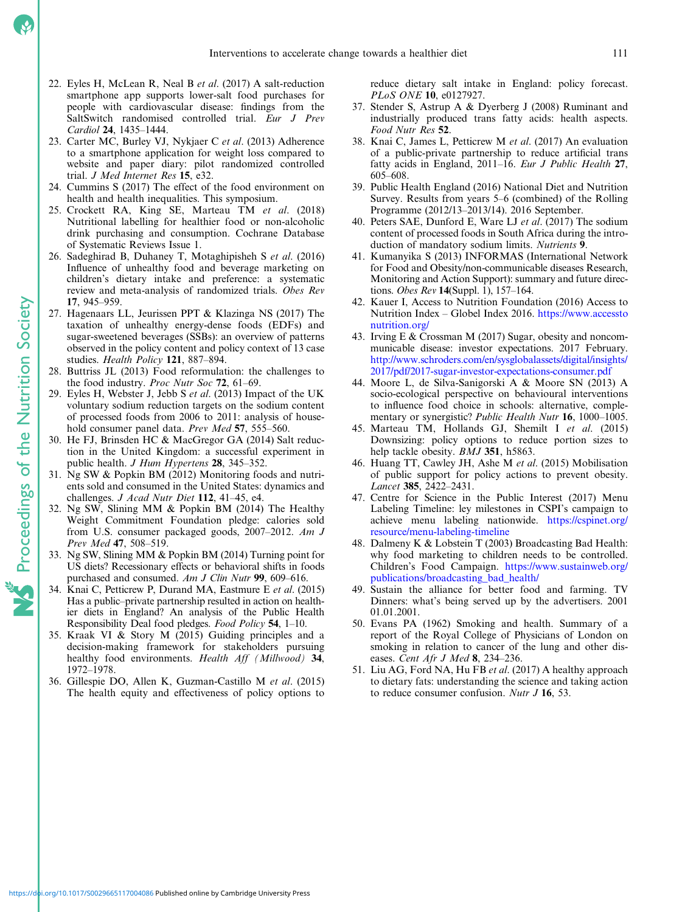22. Eyles H, McLean R, Neal B *et al.* (2017) A salt-reduction smartphone app supports lower-salt food purchases for people with cardiovascular disease: findings from the SaltSwitch randomised controlled trial. *Eur J Prev Cardiol* **24**, 1435–1444.
23. Carter MC, Burley VJ, Nykjaer C *et al.* (2013) Adherence to a smartphone application for weight loss compared to website and paper diary: pilot randomized controlled trial. *J Med Internet Res* **15**, e32.
24. Cummins S (2017) The effect of the food environment on health and health inequalities. This symposium.
25. Crockett RA, King SE, Marteau TM *et al.* (2018) Nutritional labelling for healthier food or non-alcoholic drink purchasing and consumption. Cochrane Database of Systematic Reviews Issue 1.
26. Sadeghirad B, Duhaney T, Motaghipisheh S *et al.* (2016) Influence of unhealthy food and beverage marketing on children's dietary intake and preference: a systematic review and meta-analysis of randomized trials. *Obes Rev* **17**, 945–959.
27. Hagenaars LL, Jeurissen PPT & Klazinga NS (2017) The taxation of unhealthy energy-dense foods (EDFs) and sugar-sweetened beverages (SSBs): an overview of patterns observed in the policy content and policy context of 13 case studies. *Health Policy* **121**, 887–894.
28. Buttriss JL (2013) Food reformulation: the challenges to the food industry. *Proc Nutr Soc* **72**, 61–69.
29. Eyles H, Webster J, Jebb S *et al.* (2013) Impact of the UK voluntary sodium reduction targets on the sodium content of processed foods from 2006 to 2011: analysis of household consumer panel data. *Prev Med* **57**, 555–560.
30. He FJ, Brinsden HC & MacGregor GA (2014) Salt reduction in the United Kingdom: a successful experiment in public health. *J Hum Hypertens* **28**, 345–352.
31. Ng SW & Popkin BM (2012) Monitoring foods and nutrients sold and consumed in the United States: dynamics and challenges. *J Acad Nutr Diet* **112**, 41–45, e4.
32. Ng SW, Slining MM & Popkin BM (2014) The Healthy Weight Commitment Foundation pledge: calories sold from U.S. consumer packaged goods, 2007–2012. *Am J Prev Med* **47**, 508–519.
33. Ng SW, Slining MM & Popkin BM (2014) Turning point for US diets? Recessionary effects or behavioral shifts in foods purchased and consumed. *Am J Clin Nutr* **99**, 609–616.
34. Knai C, Petticrew P, Durand MA, Eastmure E *et al.* (2015) Has a public–private partnership resulted in action on healthier diets in England? An analysis of the Public Health Responsibility Deal food pledges. *Food Policy* **54**, 1–10.
35. Kraak VI & Story M (2015) Guiding principles and a decision-making framework for stakeholders pursuing healthy food environments. *Health Aff (Millwood)* **34**, 1972–1978.
36. Gillespie DO, Allen K, Guzman-Castillo M *et al.* (2015) The health equity and effectiveness of policy options to reduce dietary salt intake in England: policy forecast. *PLoS ONE* **10**, e0127927.
37. Stender S, Astrup A & Dyerberg J (2008) Ruminant and industrially produced trans fatty acids: health aspects. *Food Nutr Res* **52**.
38. Knai C, James L, Petticrew M *et al.* (2017) An evaluation of a public-private partnership to reduce artificial trans fatty acids in England, 2011–16. *Eur J Public Health* **27**, 605–608.
39. Public Health England (2016) National Diet and Nutrition Survey. Results from years 5–6 (combined) of the Rolling Programme (2012/13–2013/14). 2016 September.
40. Peters SAE, Dunford E, Ware LJ *et al.* (2017) The sodium content of processed foods in South Africa during the introduction of mandatory sodium limits. *Nutrients* **9**.
41. Kumanyika S (2013) INFORMAS (International Network for Food and Obesity/non-communicable diseases Research, Monitoring and Action Support): summary and future directions. *Obes Rev* **14**(Suppl. 1), 157–164.
42. Kauer I, Access to Nutrition Foundation (2016) Access to Nutrition Index – Globel Index 2016. https://www.accessto nutrition.org/
43. Irving E & Crossman M (2017) Sugar, obesity and noncommunicable disease: investor expectations. 2017 February. http://www.schroders.com/en/sysglobalassets/digital/insights/2017/pdf/2017-sugar-investor-expectations-consumer.pdf
44. Moore L, de Silva-Sanigorski A & Moore SN (2013) A socio-ecological perspective on behavioural interventions to influence food choice in schools: alternative, complementary or synergistic? *Public Health Nutr* **16**, 1000–1005.
45. Marteau TM, Hollands GJ, Shemilt I *et al.* (2015) Downsizing: policy options to reduce portion sizes to help tackle obesity. *BMJ* **351**, h5863.
46. Huang TT, Cawley JH, Ashe M *et al.* (2015) Mobilisation of public support for policy actions to prevent obesity. *Lancet* **385**, 2422–2431.
47. Centre for Science in the Public Interest (2017) Menu Labeling Timeline: ley milestones in CSPI's campaign to achieve menu labeling nationwide. https://cspinet.org/resource/menu-labeling-timeline
48. Dalmeny K & Lobstein T (2003) Broadcasting Bad Health: why food marketing to children needs to be controlled. Children's Food Campaign. https://www.sustainweb.org/publications/broadcasting_bad_health/
49. Sustain the alliance for better food and farming. TV Dinners: what's being served up by the advertisers. 2001 01.01.2001.
50. Evans PA (1962) Smoking and health. Summary of a report of the Royal College of Physicians of London on smoking in relation to cancer of the lung and other diseases. *Cent Afr J Med* **8**, 234–236.
51. Liu AG, Ford NA, Hu FB *et al.* (2017) A healthy approach to dietary fats: understanding the science and taking action to reduce consumer confusion. *Nutr J* **16**, 53.